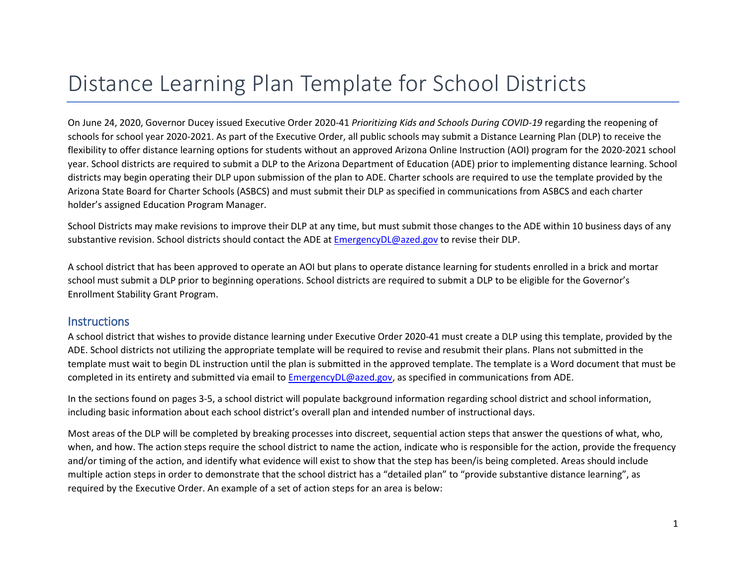# Distance Learning Plan Template for School Districts

On June 24, 2020, Governor Ducey issued Executive Order 2020-41 *Prioritizing Kids and Schools During COVID-19* regarding the reopening of schools for school year 2020-2021. As part of the Executive Order, all public schools may submit a Distance Learning Plan (DLP) to receive the flexibility to offer distance learning options for students without an approved Arizona Online Instruction (AOI) program for the 2020-2021 school year. School districts are required to submit a DLP to the Arizona Department of Education (ADE) prior to implementing distance learning. School districts may begin operating their DLP upon submission of the plan to ADE. Charter schools are required to use the template provided by the Arizona State Board for Charter Schools (ASBCS) and must submit their DLP as specified in communications from ASBCS and each charter holder's assigned Education Program Manager.

School Districts may make revisions to improve their DLP at any time, but must submit those changes to the ADE within 10 business days of any substantive revision. School districts should contact the ADE at [EmergencyDL@azed.gov](mailto:EmergencyDL@azed.gov) to revise their DLP.

A school district that has been approved to operate an AOI but plans to operate distance learning for students enrolled in a brick and mortar school must submit a DLP prior to beginning operations. School districts are required to submit a DLP to be eligible for the Governor's Enrollment Stability Grant Program.

## Instructions

A school district that wishes to provide distance learning under Executive Order 2020-41 must create a DLP using this template, provided by the ADE. School districts not utilizing the appropriate template will be required to revise and resubmit their plans. Plans not submitted in the template must wait to begin DL instruction until the plan is submitted in the approved template. The template is a Word document that must be completed in its entirety and submitted via email to [EmergencyDL@azed.gov](mailto:EmergencyDL@azed.gov), as specified in communications from ADE.

In the sections found on pages 3-5, a school district will populate background information regarding school district and school information, including basic information about each school district's overall plan and intended number of instructional days.

Most areas of the DLP will be completed by breaking processes into discreet, sequential action steps that answer the questions of what, who, when, and how. The action steps require the school district to name the action, indicate who is responsible for the action, provide the frequency and/or timing of the action, and identify what evidence will exist to show that the step has been/is being completed. Areas should include multiple action steps in order to demonstrate that the school district has a "detailed plan" to "provide substantive distance learning", as required by the Executive Order. An example of a set of action steps for an area is below: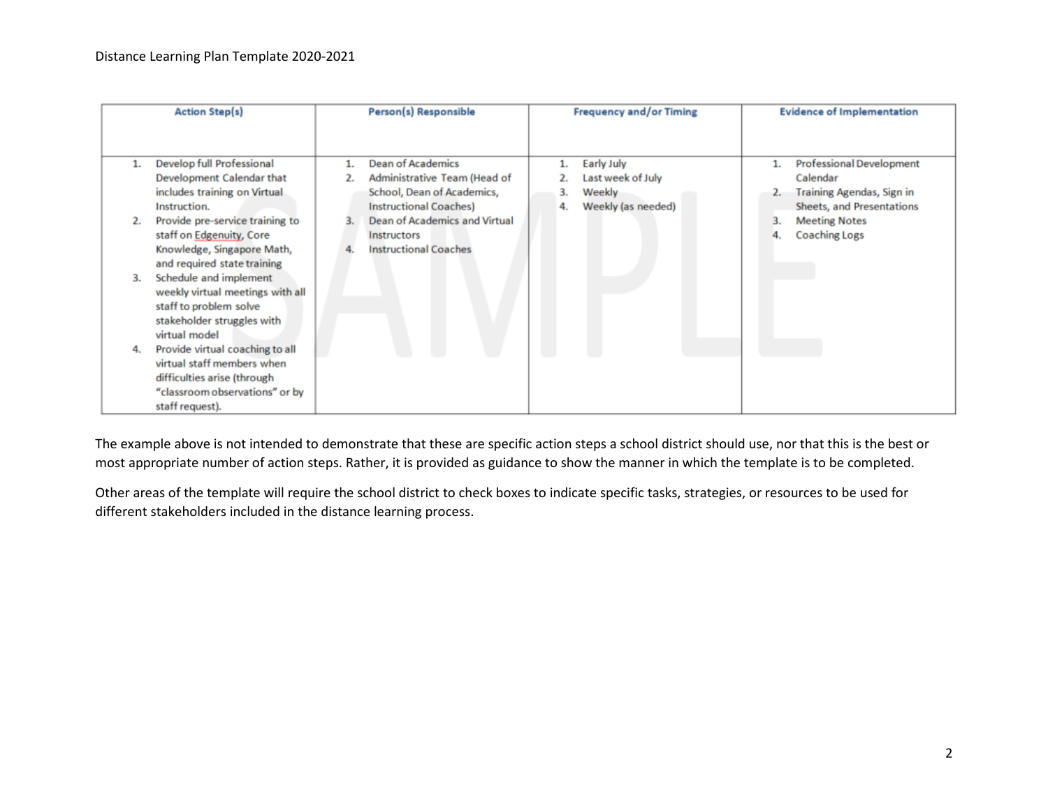| Action Step(s) | Person(s) Responsible | Frequency and/or Timing | Evidence of Implementation |
|---|---|---|---|
| 1. Develop full Professional Development Calendar that includes training on Virtual Instruction.<br>2. Provide pre-service training to staff on Edgenuity, Core Knowledge, Singapore Math, and required state training<br>3. Schedule and implement weekly virtual meetings with all staff to problem solve stakeholder struggles with virtual model<br>4. Provide virtual coaching to all virtual staff members when difficulties arise (through "classroom observations" or by staff request). | 1. Dean of Academics<br>2. Administrative Team (Head of School, Dean of Academics, Instructional Coaches)<br>3. Dean of Academics and Virtual Instructors<br>4. Instructional Coaches | 1. Early July<br>2. Last week of July<br>3. Weekly<br>4. Weekly (as needed) | 1. Professional Development Calendar<br>2. Training Agendas, Sign in Sheets, and Presentations<br>3. Meeting Notes<br>4. Coaching Logs |

The example above is not intended to demonstrate that these are specific action steps a school district should use, nor that this is the best or most appropriate number of action steps. Rather, it is provided as guidance to show the manner in which the template is to be completed.

Other areas of the template will require the school district to check boxes to indicate specific tasks, strategies, or resources to be used for different stakeholders included in the distance learning process.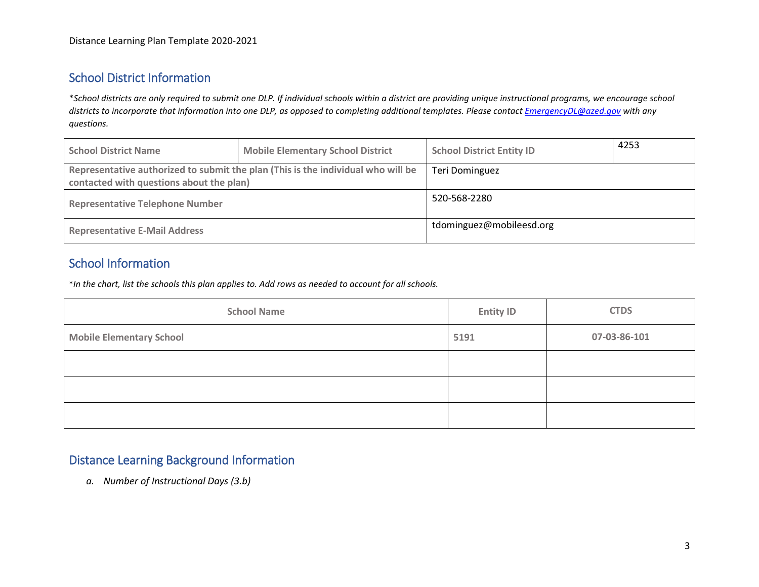## School District Information

*\*School districts are only required to submit one DLP. If individual schools within a district are providing unique instructional programs, we encourage school districts to incorporate that information into one DLP, as opposed to completing additional templates. Please contact [EmergencyDL@azed.gov](mailto:EmergencyDL@azed.gov) with any questions.*

| **School District Name** | **Mobile Elementary School District** | **School District Entity ID** | 4253 |
|---|---|---|---|
| **Representative authorized to submit the plan (This is the individual who will be contacted with questions about the plan)** | | Teri Dominguez | |
| **Representative Telephone Number** | | 520-568-2280 | |
| **Representative E-Mail Address** | | tdominguez@mobileesd.org | |

## School Information

*\*In the chart, list the schools this plan applies to. Add rows as needed to account for all schools.*

| School Name | Entity ID | CTDS |
|---|---|---|
| **Mobile Elementary School** | **5191** | **07-03-86-101** |
| | | |
| | | |
| | | |

## Distance Learning Background Information

*a. Number of Instructional Days (3.b)*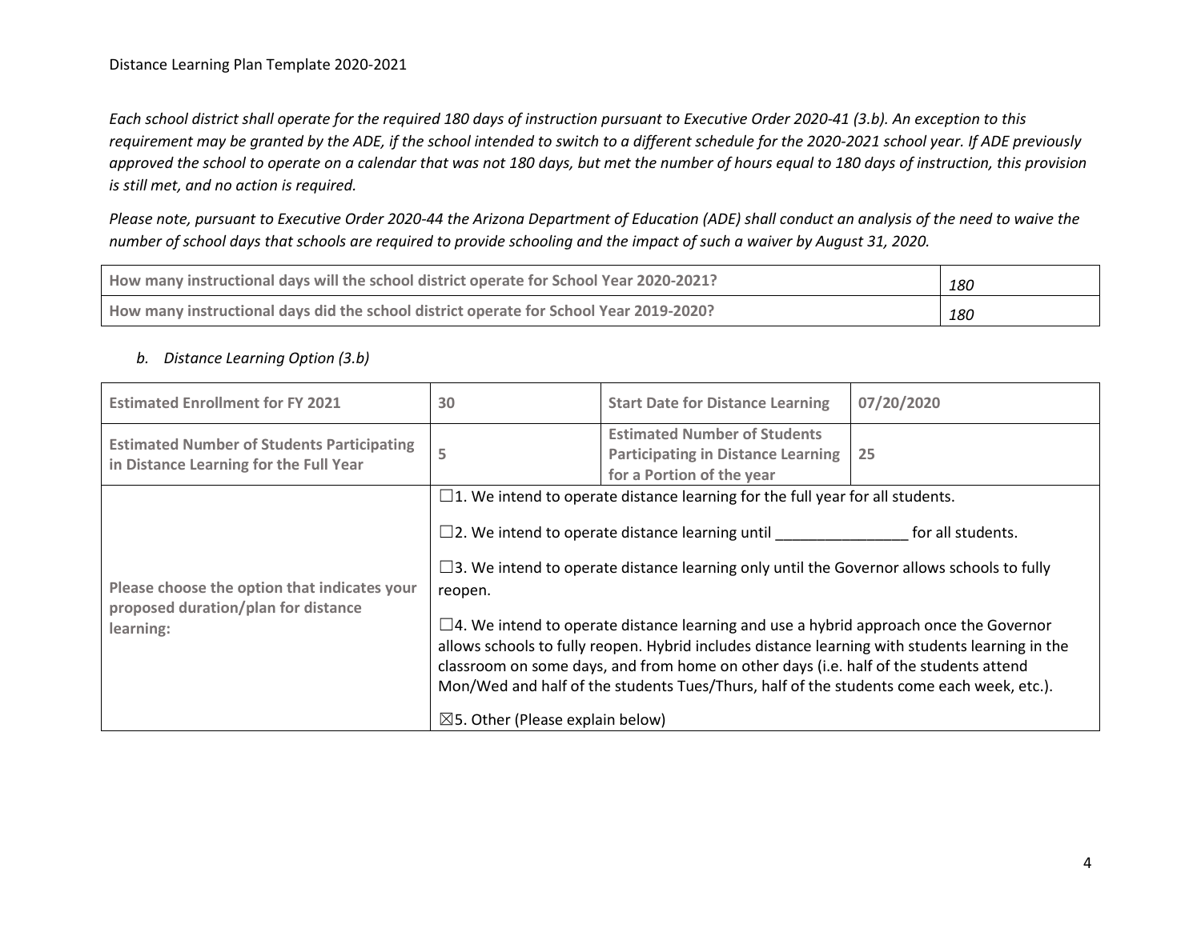*Each school district shall operate for the required 180 days of instruction pursuant to Executive Order 2020-41 (3.b). An exception to this requirement may be granted by the ADE, if the school intended to switch to a different schedule for the 2020-2021 school year. If ADE previously approved the school to operate on a calendar that was not 180 days, but met the number of hours equal to 180 days of instruction, this provision is still met, and no action is required.*

*Please note, pursuant to Executive Order 2020-44 the Arizona Department of Education (ADE) shall conduct an analysis of the need to waive the number of school days that schools are required to provide schooling and the impact of such a waiver by August 31, 2020.*

| | |
|---|---|
| **How many instructional days will the school district operate for School Year 2020-2021?** | *180* |
| **How many instructional days did the school district operate for School Year 2019-2020?** | *180* |

*b. Distance Learning Option (3.b)*

| | | | |
|---|---|---|---|
| **Estimated Enrollment for FY 2021** | 30 | **Start Date for Distance Learning** | 07/20/2020 |
| **Estimated Number of Students Participating in Distance Learning for the Full Year** | 5 | **Estimated Number of Students Participating in Distance Learning for a Portion of the year** | 25 |
| **Please choose the option that indicates your proposed duration/plan for distance learning:** | ☐1. We intend to operate distance learning for the full year for all students.<br><br>☐2. We intend to operate distance learning until ________________ for all students.<br><br>☐3. We intend to operate distance learning only until the Governor allows schools to fully reopen.<br><br>☐4. We intend to operate distance learning and use a hybrid approach once the Governor allows schools to fully reopen. Hybrid includes distance learning with students learning in the classroom on some days, and from home on other days (i.e. half of the students attend Mon/Wed and half of the students Tues/Thurs, half of the students come each week, etc.).<br><br>☒5. Other (Please explain below) | | |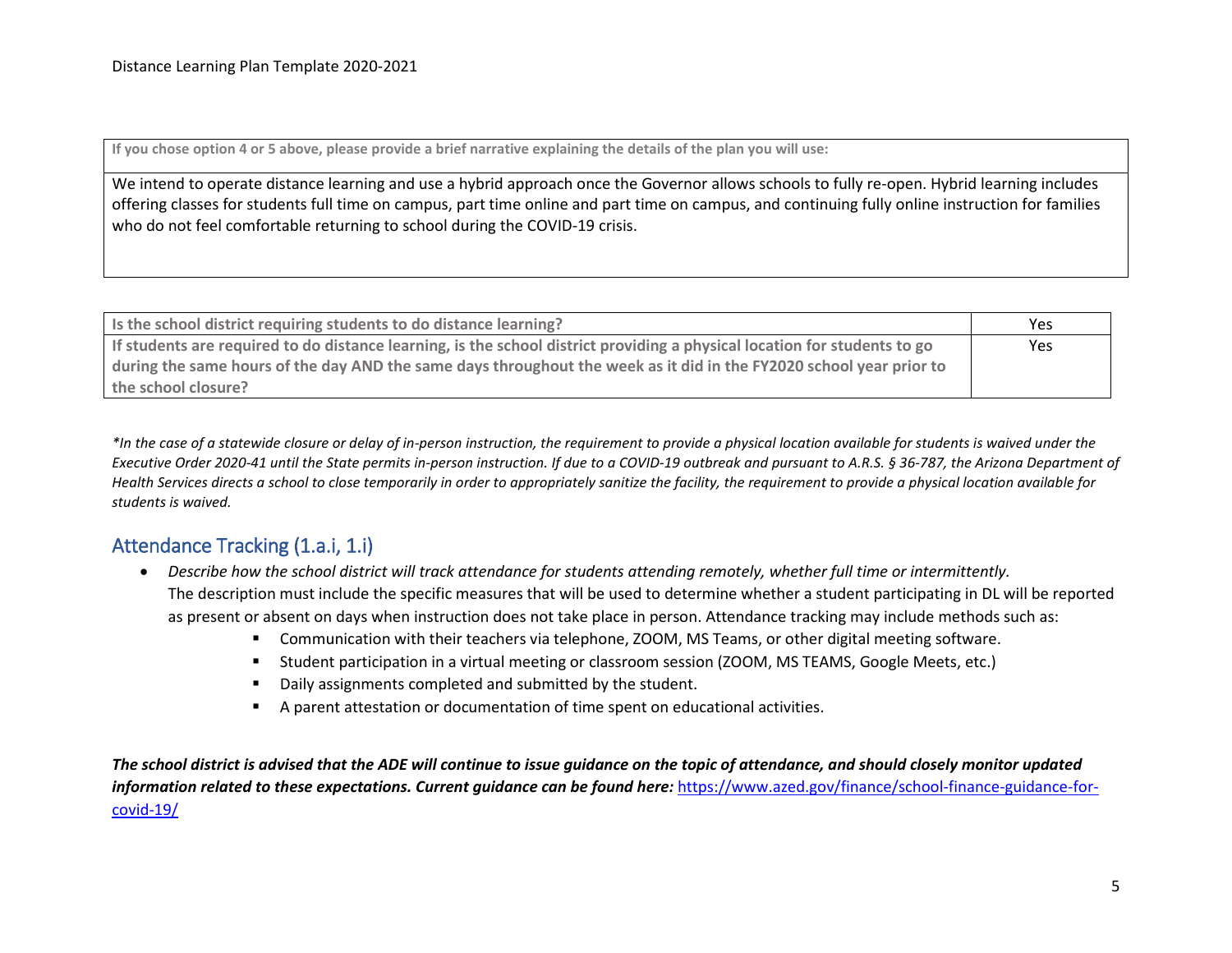| **If you chose option 4 or 5 above, please provide a brief narrative explaining the details of the plan you will use:** |
| --- |
| We intend to operate distance learning and use a hybrid approach once the Governor allows schools to fully re-open. Hybrid learning includes offering classes for students full time on campus, part time online and part time on campus, and continuing fully online instruction for families who do not feel comfortable returning to school during the COVID-19 crisis. |

| **Is the school district requiring students to do distance learning?** | Yes |
| --- | --- |
| **If students are required to do distance learning, is the school district providing a physical location for students to go during the same hours of the day AND the same days throughout the week as it did in the FY2020 school year prior to the school closure?** | Yes |

*\*In the case of a statewide closure or delay of in-person instruction, the requirement to provide a physical location available for students is waived under the Executive Order 2020-41 until the State permits in-person instruction. If due to a COVID-19 outbreak and pursuant to A.R.S. § 36-787, the Arizona Department of Health Services directs a school to close temporarily in order to appropriately sanitize the facility, the requirement to provide a physical location available for students is waived.*

## Attendance Tracking (1.a.i, 1.i)

- *Describe how the school district will track attendance for students attending remotely, whether full time or intermittently.* The description must include the specific measures that will be used to determine whether a student participating in DL will be reported as present or absent on days when instruction does not take place in person. Attendance tracking may include methods such as:
    - Communication with their teachers via telephone, ZOOM, MS Teams, or other digital meeting software.
    - Student participation in a virtual meeting or classroom session (ZOOM, MS TEAMS, Google Meets, etc.)
    - Daily assignments completed and submitted by the student.
    - A parent attestation or documentation of time spent on educational activities.

***The school district is advised that the ADE will continue to issue guidance on the topic of attendance, and should closely monitor updated information related to these expectations. Current guidance can be found here:*** https://www.azed.gov/finance/school-finance-guidance-for-covid-19/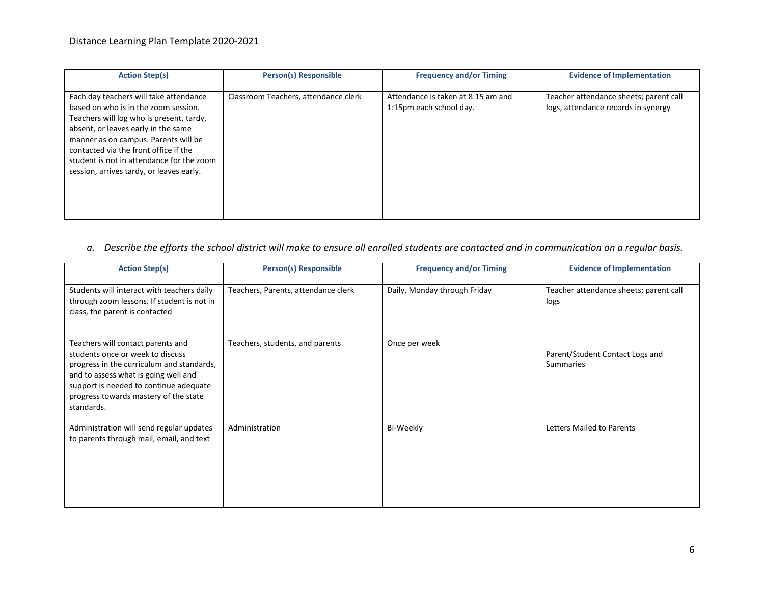| Action Step(s) | Person(s) Responsible | Frequency and/or Timing | Evidence of Implementation |
|---|---|---|---|
| Each day teachers will take attendance based on who is in the zoom session. Teachers will log who is present, tardy, absent, or leaves early in the same manner as on campus. Parents will be contacted via the front office if the student is not in attendance for the zoom session, arrives tardy, or leaves early. | Classroom Teachers, attendance clerk | Attendance is taken at 8:15 am and 1:15pm each school day. | Teacher attendance sheets; parent call logs, attendance records in synergy |

*a. Describe the efforts the school district will make to ensure all enrolled students are contacted and in communication on a regular basis.*

| Action Step(s) | Person(s) Responsible | Frequency and/or Timing | Evidence of Implementation |
|---|---|---|---|
| Students will interact with teachers daily through zoom lessons. If student is not in class, the parent is contacted | Teachers, Parents, attendance clerk | Daily, Monday through Friday | Teacher attendance sheets; parent call logs |
| Teachers will contact parents and students once or week to discuss progress in the curriculum and standards, and to assess what is going well and support is needed to continue adequate progress towards mastery of the state standards. | Teachers, students, and parents | Once per week | Parent/Student Contact Logs and Summaries |
| Administration will send regular updates to parents through mail, email, and text | Administration | Bi-Weekly | Letters Mailed to Parents |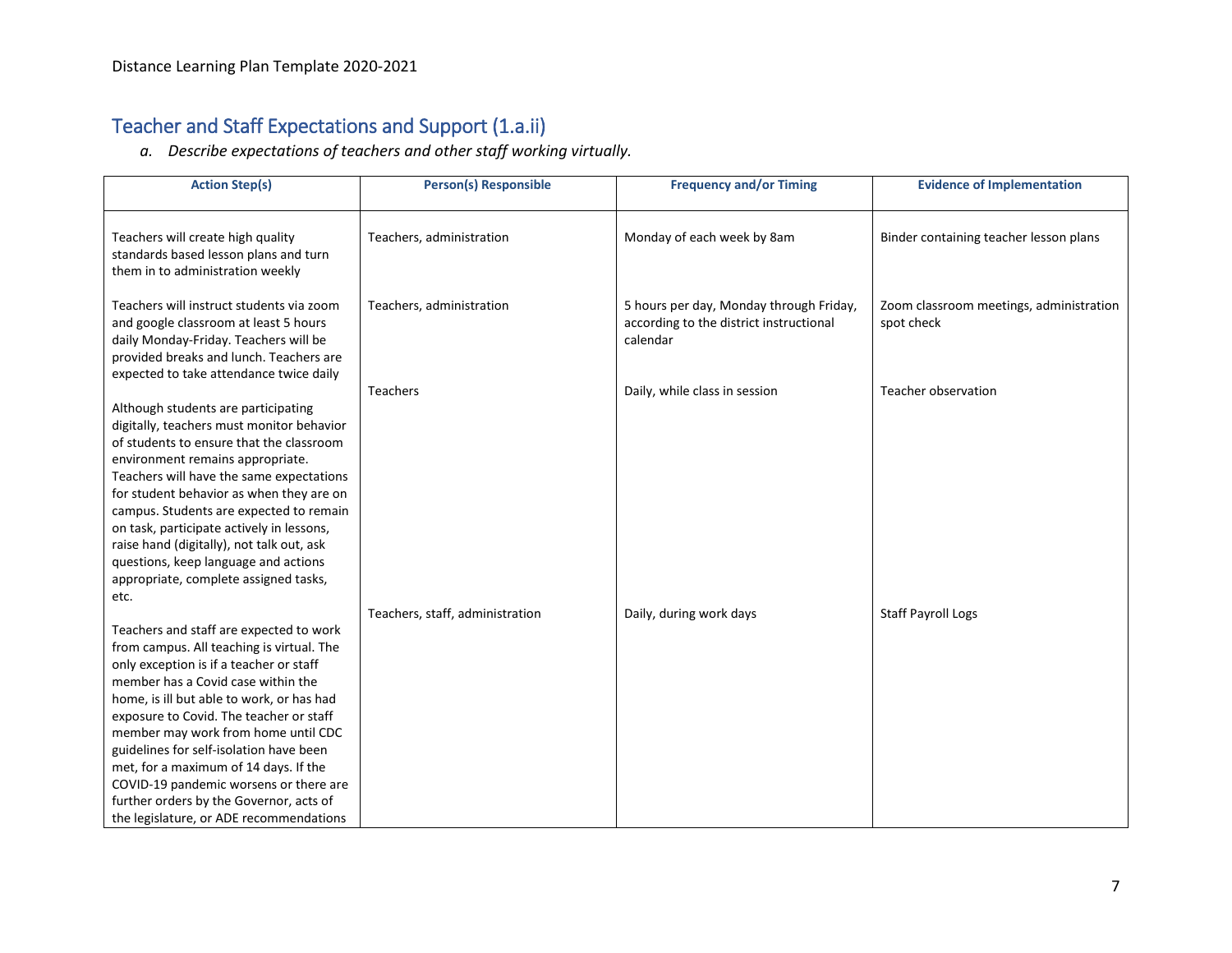## Teacher and Staff Expectations and Support (1.a.ii)

*a. Describe expectations of teachers and other staff working virtually.*

| Action Step(s) | Person(s) Responsible | Frequency and/or Timing | Evidence of Implementation |
|---|---|---|---|
| Teachers will create high quality standards based lesson plans and turn them in to administration weekly | Teachers, administration | Monday of each week by 8am | Binder containing teacher lesson plans |
| Teachers will instruct students via zoom and google classroom at least 5 hours daily Monday-Friday. Teachers will be provided breaks and lunch. Teachers are expected to take attendance twice daily | Teachers, administration | 5 hours per day, Monday through Friday, according to the district instructional calendar | Zoom classroom meetings, administration spot check |
| Although students are participating digitally, teachers must monitor behavior of students to ensure that the classroom environment remains appropriate. Teachers will have the same expectations for student behavior as when they are on campus. Students are expected to remain on task, participate actively in lessons, raise hand (digitally), not talk out, ask questions, keep language and actions appropriate, complete assigned tasks, etc. | Teachers | Daily, while class in session | Teacher observation |
| Teachers and staff are expected to work from campus. All teaching is virtual. The only exception is if a teacher or staff member has a Covid case within the home, is ill but able to work, or has had exposure to Covid. The teacher or staff member may work from home until CDC guidelines for self-isolation have been met, for a maximum of 14 days. If the COVID-19 pandemic worsens or there are further orders by the Governor, acts of the legislature, or ADE recommendations | Teachers, staff, administration | Daily, during work days | Staff Payroll Logs |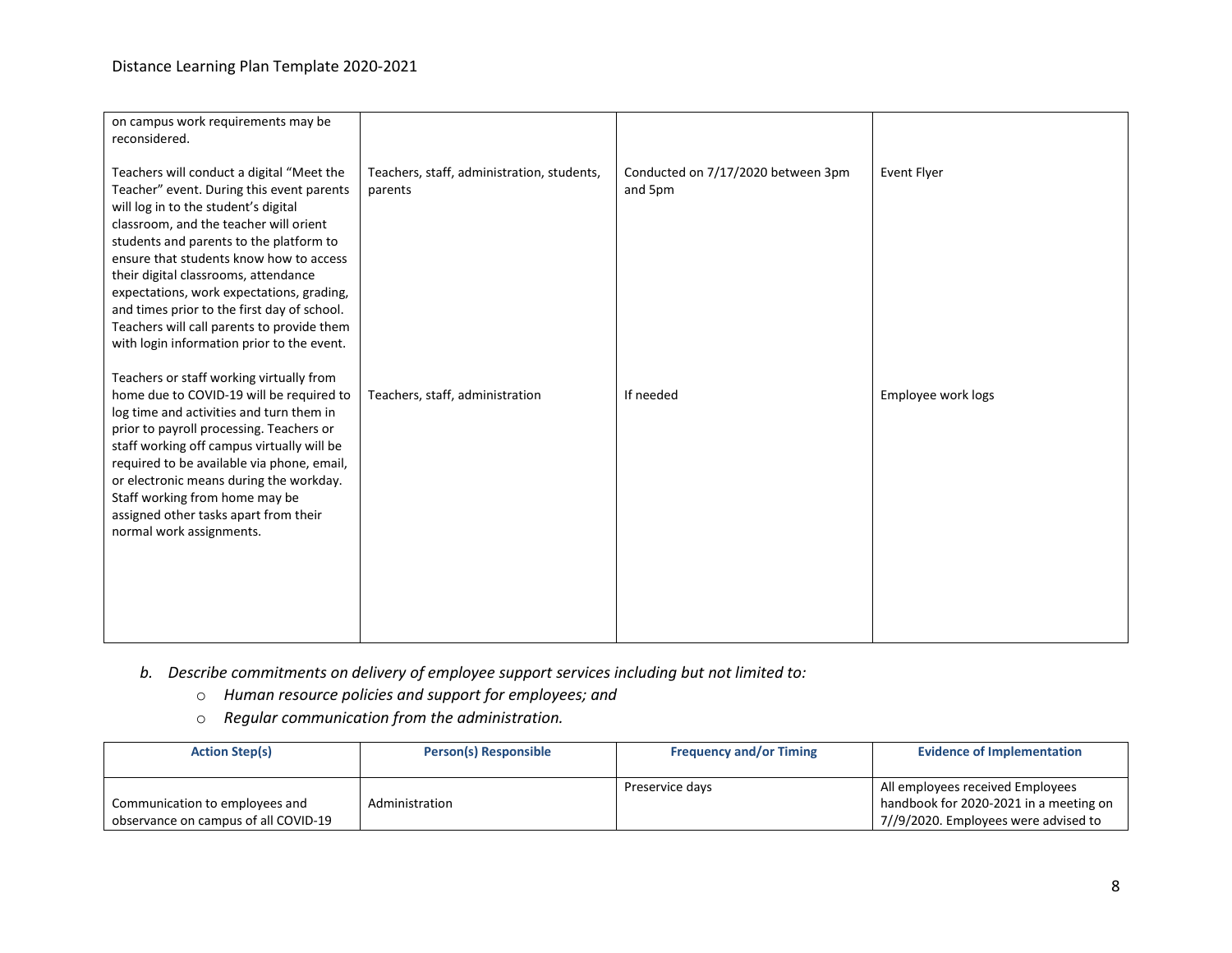| | | | |
|---|---|---|---|
| on campus work requirements may be reconsidered. | | | |
| Teachers will conduct a digital "Meet the Teacher" event. During this event parents will log in to the student's digital classroom, and the teacher will orient students and parents to the platform to ensure that students know how to access their digital classrooms, attendance expectations, work expectations, grading, and times prior to the first day of school. Teachers will call parents to provide them with login information prior to the event. | Teachers, staff, administration, students, parents | Conducted on 7/17/2020 between 3pm and 5pm | Event Flyer |
| Teachers or staff working virtually from home due to COVID-19 will be required to log time and activities and turn them in prior to payroll processing. Teachers or staff working off campus virtually will be required to be available via phone, email, or electronic means during the workday. Staff working from home may be assigned other tasks apart from their normal work assignments. | Teachers, staff, administration | If needed | Employee work logs |

*b. Describe commitments on delivery of employee support services including but not limited to:*

- *Human resource policies and support for employees; and*
- *Regular communication from the administration.*

| Action Step(s) | Person(s) Responsible | Frequency and/or Timing | Evidence of Implementation |
|---|---|---|---|
| Communication to employees and observance on campus of all COVID-19 | Administration | Preservice days | All employees received Employees handbook for 2020-2021 in a meeting on 7//9/2020. Employees were advised to |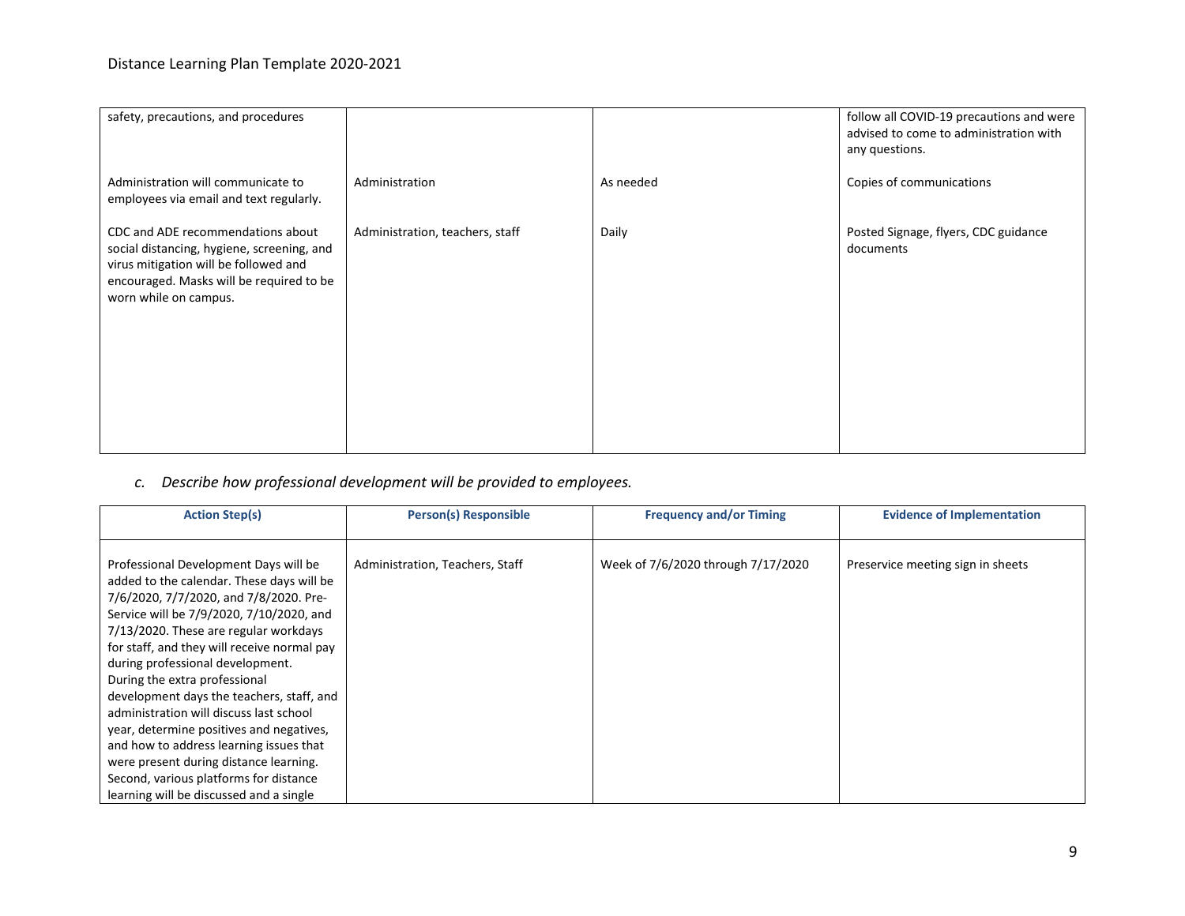| | | | |
|---|---|---|---|
| safety, precautions, and procedures | | | follow all COVID-19 precautions and were advised to come to administration with any questions. |
| Administration will communicate to employees via email and text regularly. | Administration | As needed | Copies of communications |
| CDC and ADE recommendations about social distancing, hygiene, screening, and virus mitigation will be followed and encouraged. Masks will be required to be worn while on campus. | Administration, teachers, staff | Daily | Posted Signage, flyers, CDC guidance documents |

*c. Describe how professional development will be provided to employees.*

| Action Step(s) | Person(s) Responsible | Frequency and/or Timing | Evidence of Implementation |
|---|---|---|---|
| Professional Development Days will be added to the calendar. These days will be 7/6/2020, 7/7/2020, and 7/8/2020. Pre-Service will be 7/9/2020, 7/10/2020, and 7/13/2020. These are regular workdays for staff, and they will receive normal pay during professional development. During the extra professional development days the teachers, staff, and administration will discuss last school year, determine positives and negatives, and how to address learning issues that were present during distance learning. Second, various platforms for distance learning will be discussed and a single | Administration, Teachers, Staff | Week of 7/6/2020 through 7/17/2020 | Preservice meeting sign in sheets |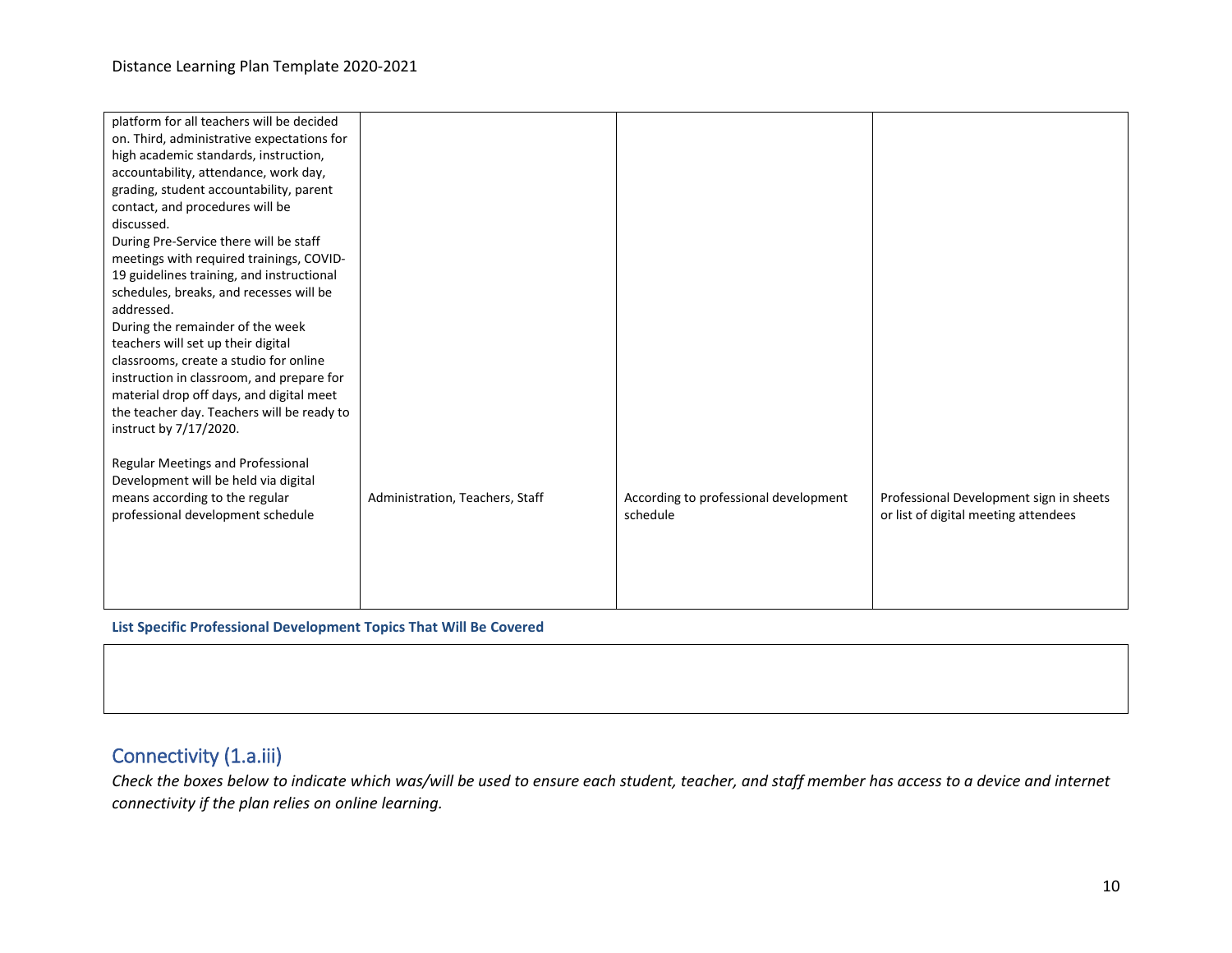| | | | |
|---|---|---|---|
| platform for all teachers will be decided on. Third, administrative expectations for high academic standards, instruction, accountability, attendance, work day, grading, student accountability, parent contact, and procedures will be discussed.<br>During Pre-Service there will be staff meetings with required trainings, COVID-19 guidelines training, and instructional schedules, breaks, and recesses will be addressed.<br>During the remainder of the week teachers will set up their digital classrooms, create a studio for online instruction in classroom, and prepare for material drop off days, and digital meet the teacher day. Teachers will be ready to instruct by 7/17/2020. | | | |
| Regular Meetings and Professional Development will be held via digital means according to the regular professional development schedule | Administration, Teachers, Staff | According to professional development schedule | Professional Development sign in sheets or list of digital meeting attendees |

**List Specific Professional Development Topics That Will Be Covered**

| |
|---|
| |

## Connectivity (1.a.iii)

*Check the boxes below to indicate which was/will be used to ensure each student, teacher, and staff member has access to a device and internet connectivity if the plan relies on online learning.*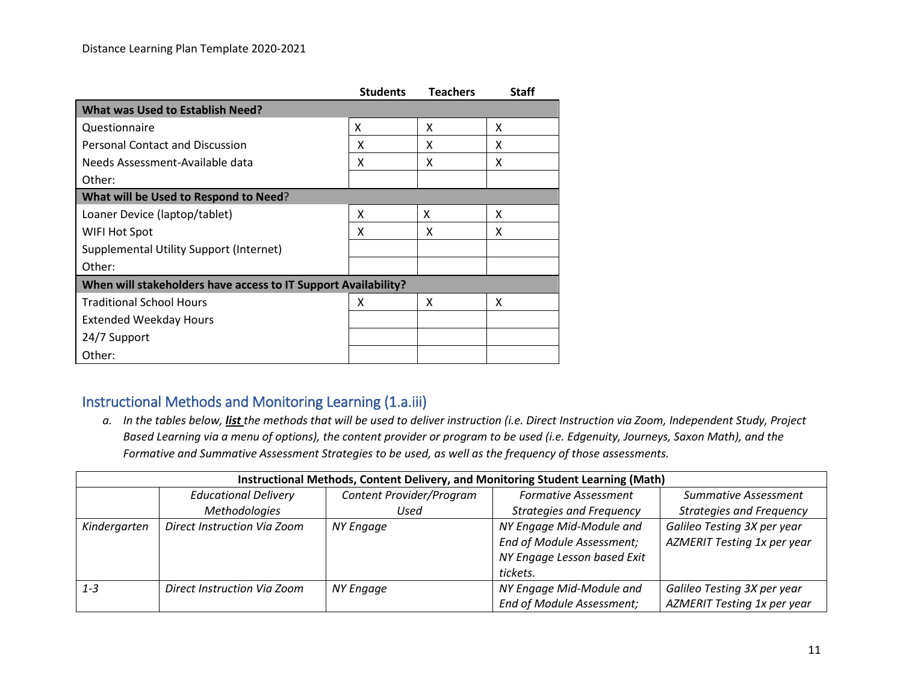| | Students | Teachers | Staff |
|---|---|---|---|
| **What was Used to Establish Need?** | | | |
| Questionnaire | X | X | X |
| Personal Contact and Discussion | X | X | X |
| Needs Assessment-Available data | X | X | X |
| Other: | | | |
| **What will be Used to Respond to Need**? | | | |
| Loaner Device (laptop/tablet) | X | X | X |
| WIFI Hot Spot | X | X | X |
| Supplemental Utility Support (Internet) | | | |
| Other: | | | |
| **When will stakeholders have access to IT Support Availability?** | | | |
| Traditional School Hours | X | X | X |
| Extended Weekday Hours | | | |
| 24/7 Support | | | |
| Other: | | | |

## Instructional Methods and Monitoring Learning (1.a.iii)

a. *In the tables below, **list** the methods that will be used to deliver instruction (i.e. Direct Instruction via Zoom, Independent Study, Project Based Learning via a menu of options), the content provider or program to be used (i.e. Edgenuity, Journeys, Saxon Math), and the Formative and Summative Assessment Strategies to be used, as well as the frequency of those assessments.*

| **Instructional Methods, Content Delivery, and Monitoring Student Learning (Math)** | | | | |
|---|---|---|---|---|
| | *Educational Delivery Methodologies* | *Content Provider/Program Used* | *Formative Assessment Strategies and Frequency* | *Summative Assessment Strategies and Frequency* |
| *Kindergarten* | *Direct Instruction Via Zoom* | *NY Engage* | *NY Engage Mid-Module and End of Module Assessment; NY Engage Lesson based Exit tickets.* | *Galileo Testing 3X per year AZMERIT Testing 1x per year* |
| *1-3* | *Direct Instruction Via Zoom* | *NY Engage* | *NY Engage Mid-Module and End of Module Assessment;* | *Galileo Testing 3X per year AZMERIT Testing 1x per year* |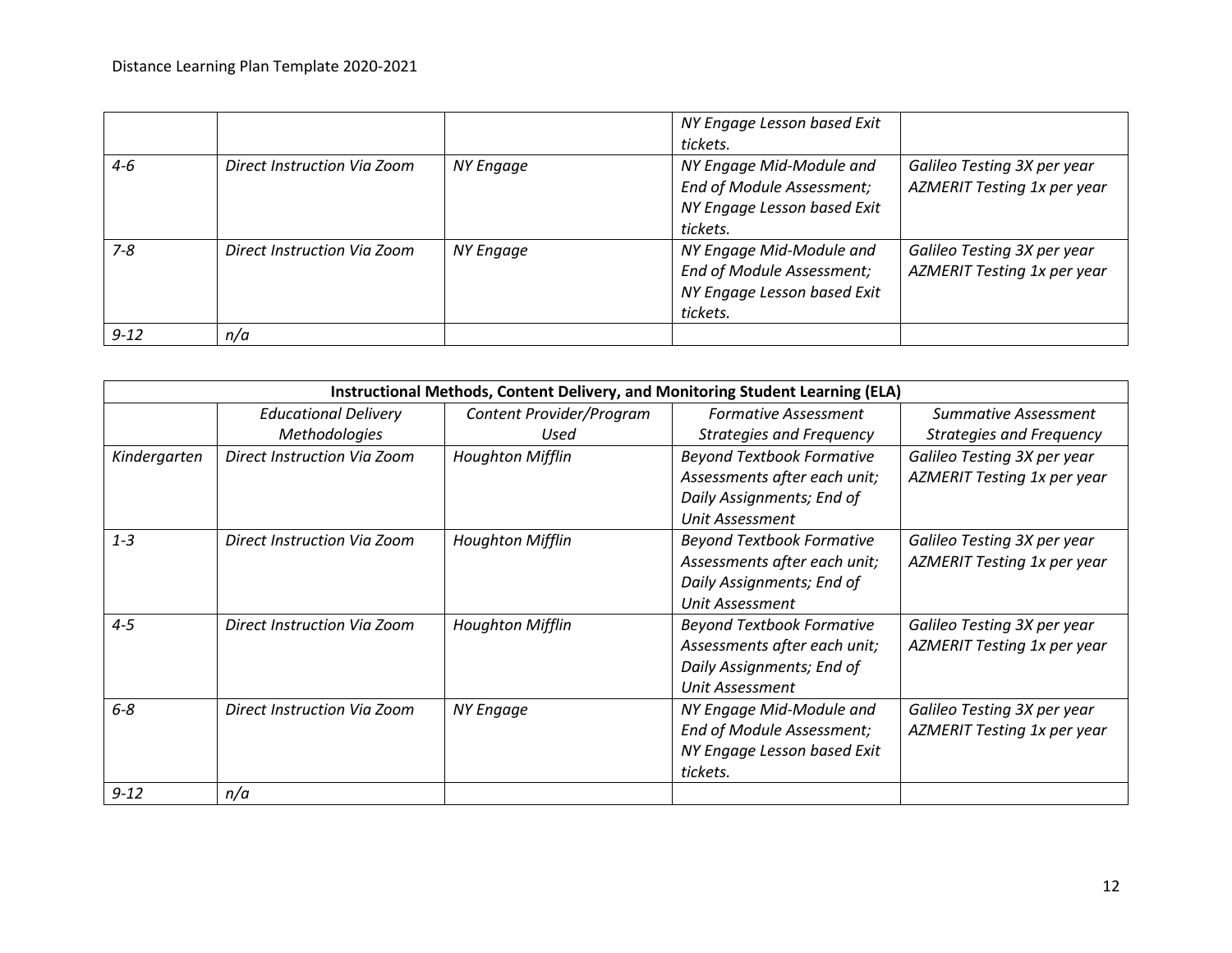| | | | | |
|---|---|---|---|---|
| | | | *NY Engage Lesson based Exit tickets.* | |
| *4-6* | *Direct Instruction Via Zoom* | *NY Engage* | *NY Engage Mid-Module and End of Module Assessment; NY Engage Lesson based Exit tickets.* | *Galileo Testing 3X per year AZMERIT Testing 1x per year* |
| *7-8* | *Direct Instruction Via Zoom* | *NY Engage* | *NY Engage Mid-Module and End of Module Assessment; NY Engage Lesson based Exit tickets.* | *Galileo Testing 3X per year AZMERIT Testing 1x per year* |
| *9-12* | *n/a* | | | |

| **Instructional Methods, Content Delivery, and Monitoring Student Learning (ELA)** | | | | |
|---|---|---|---|---|
| | *Educational Delivery Methodologies* | *Content Provider/Program Used* | *Formative Assessment Strategies and Frequency* | *Summative Assessment Strategies and Frequency* |
| *Kindergarten* | *Direct Instruction Via Zoom* | *Houghton Mifflin* | *Beyond Textbook Formative Assessments after each unit; Daily Assignments; End of Unit Assessment* | *Galileo Testing 3X per year AZMERIT Testing 1x per year* |
| *1-3* | *Direct Instruction Via Zoom* | *Houghton Mifflin* | *Beyond Textbook Formative Assessments after each unit; Daily Assignments; End of Unit Assessment* | *Galileo Testing 3X per year AZMERIT Testing 1x per year* |
| *4-5* | *Direct Instruction Via Zoom* | *Houghton Mifflin* | *Beyond Textbook Formative Assessments after each unit; Daily Assignments; End of Unit Assessment* | *Galileo Testing 3X per year AZMERIT Testing 1x per year* |
| *6-8* | *Direct Instruction Via Zoom* | *NY Engage* | *NY Engage Mid-Module and End of Module Assessment; NY Engage Lesson based Exit tickets.* | *Galileo Testing 3X per year AZMERIT Testing 1x per year* |
| *9-12* | *n/a* | | | |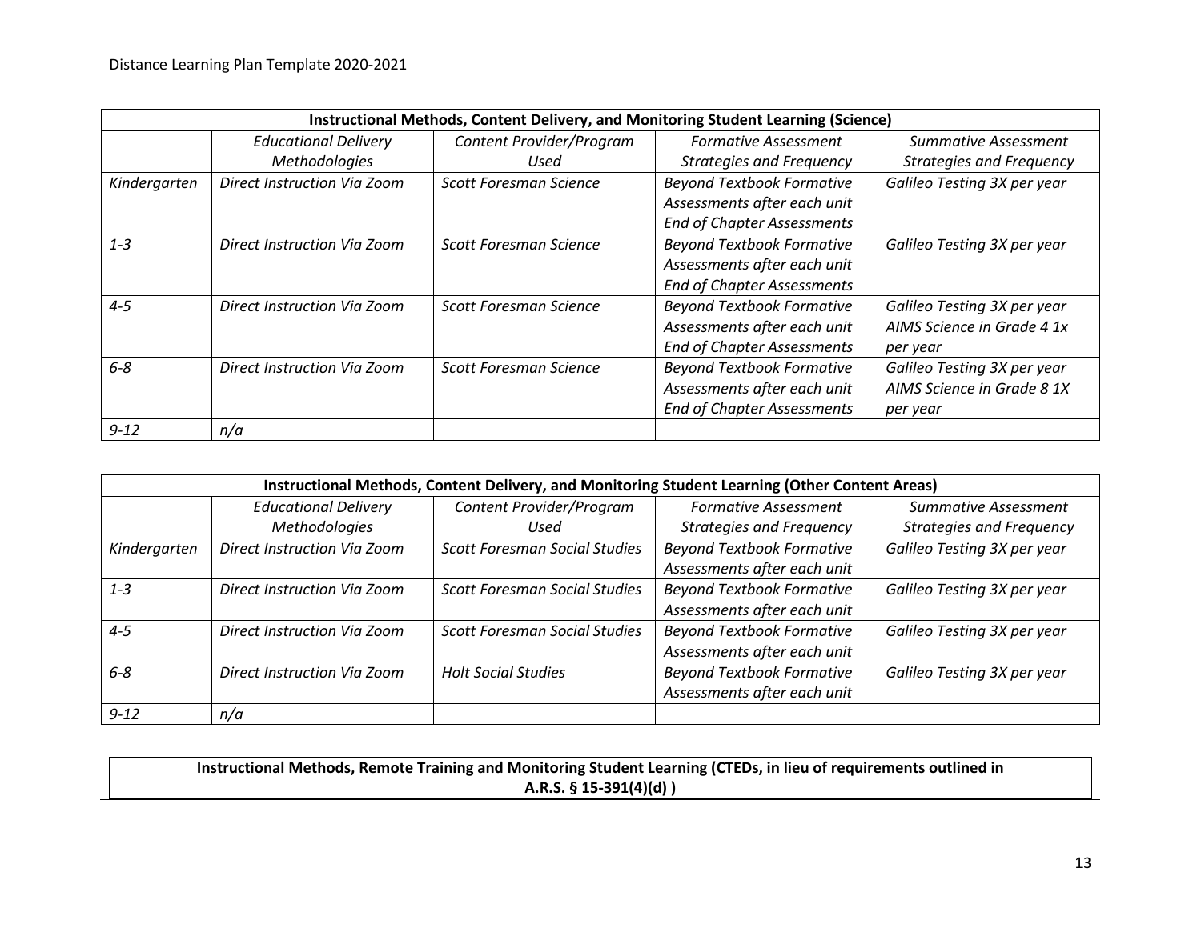| Instructional Methods, Content Delivery, and Monitoring Student Learning (Science) | | | | |
|---|---|---|---|---|
| | *Educational Delivery Methodologies* | *Content Provider/Program Used* | *Formative Assessment Strategies and Frequency* | *Summative Assessment Strategies and Frequency* |
| *Kindergarten* | *Direct Instruction Via Zoom* | *Scott Foresman Science* | *Beyond Textbook Formative Assessments after each unit End of Chapter Assessments* | *Galileo Testing 3X per year* |
| *1-3* | *Direct Instruction Via Zoom* | *Scott Foresman Science* | *Beyond Textbook Formative Assessments after each unit End of Chapter Assessments* | *Galileo Testing 3X per year* |
| *4-5* | *Direct Instruction Via Zoom* | *Scott Foresman Science* | *Beyond Textbook Formative Assessments after each unit End of Chapter Assessments* | *Galileo Testing 3X per year AIMS Science in Grade 4 1x per year* |
| *6-8* | *Direct Instruction Via Zoom* | *Scott Foresman Science* | *Beyond Textbook Formative Assessments after each unit End of Chapter Assessments* | *Galileo Testing 3X per year AIMS Science in Grade 8 1X per year* |
| *9-12* | *n/a* | | | |

| Instructional Methods, Content Delivery, and Monitoring Student Learning (Other Content Areas) | | | | |
|---|---|---|---|---|
| | *Educational Delivery Methodologies* | *Content Provider/Program Used* | *Formative Assessment Strategies and Frequency* | *Summative Assessment Strategies and Frequency* |
| *Kindergarten* | *Direct Instruction Via Zoom* | *Scott Foresman Social Studies* | *Beyond Textbook Formative Assessments after each unit* | *Galileo Testing 3X per year* |
| *1-3* | *Direct Instruction Via Zoom* | *Scott Foresman Social Studies* | *Beyond Textbook Formative Assessments after each unit* | *Galileo Testing 3X per year* |
| *4-5* | *Direct Instruction Via Zoom* | *Scott Foresman Social Studies* | *Beyond Textbook Formative Assessments after each unit* | *Galileo Testing 3X per year* |
| *6-8* | *Direct Instruction Via Zoom* | *Holt Social Studies* | *Beyond Textbook Formative Assessments after each unit* | *Galileo Testing 3X per year* |
| *9-12* | *n/a* | | | |

| Instructional Methods, Remote Training and Monitoring Student Learning (CTEDs, in lieu of requirements outlined in A.R.S. § 15-391(4)(d) ) |
|---|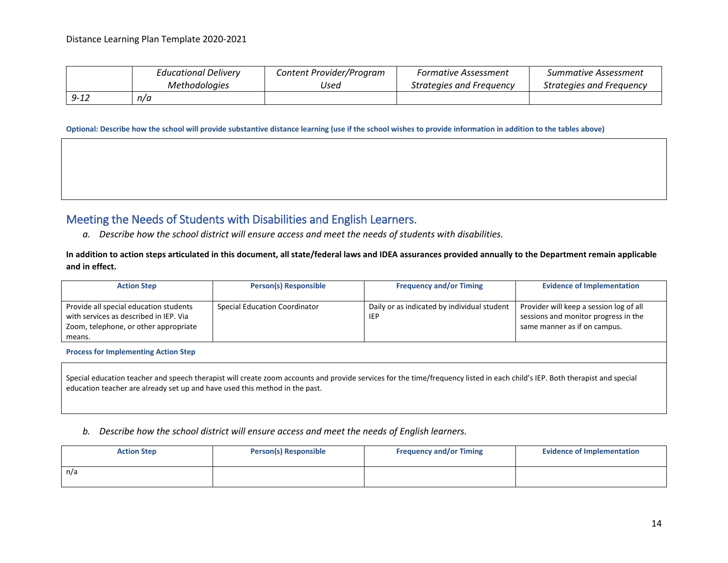| | *Educational Delivery Methodologies* | *Content Provider/Program Used* | *Formative Assessment Strategies and Frequency* | *Summative Assessment Strategies and Frequency* |
|---|---|---|---|---|
| *9-12* | *n/a* | | | |

**Optional: Describe how the school will provide substantive distance learning (use if the school wishes to provide information in addition to the tables above)**

## Meeting the Needs of Students with Disabilities and English Learners.

*a. Describe how the school district will ensure access and meet the needs of students with disabilities.*

**In addition to action steps articulated in this document, all state/federal laws and IDEA assurances provided annually to the Department remain applicable and in effect.**

| Action Step | Person(s) Responsible | Frequency and/or Timing | Evidence of Implementation |
|---|---|---|---|
| Provide all special education students with services as described in IEP. Via Zoom, telephone, or other appropriate means. | Special Education Coordinator | Daily or as indicated by individual student IEP | Provider will keep a session log of all sessions and monitor progress in the same manner as if on campus. |

**Process for Implementing Action Step**

Special education teacher and speech therapist will create zoom accounts and provide services for the time/frequency listed in each child's IEP. Both therapist and special education teacher are already set up and have used this method in the past.

*b. Describe how the school district will ensure access and meet the needs of English learners.*

| Action Step | Person(s) Responsible | Frequency and/or Timing | Evidence of Implementation |
|---|---|---|---|
| n/a | | | |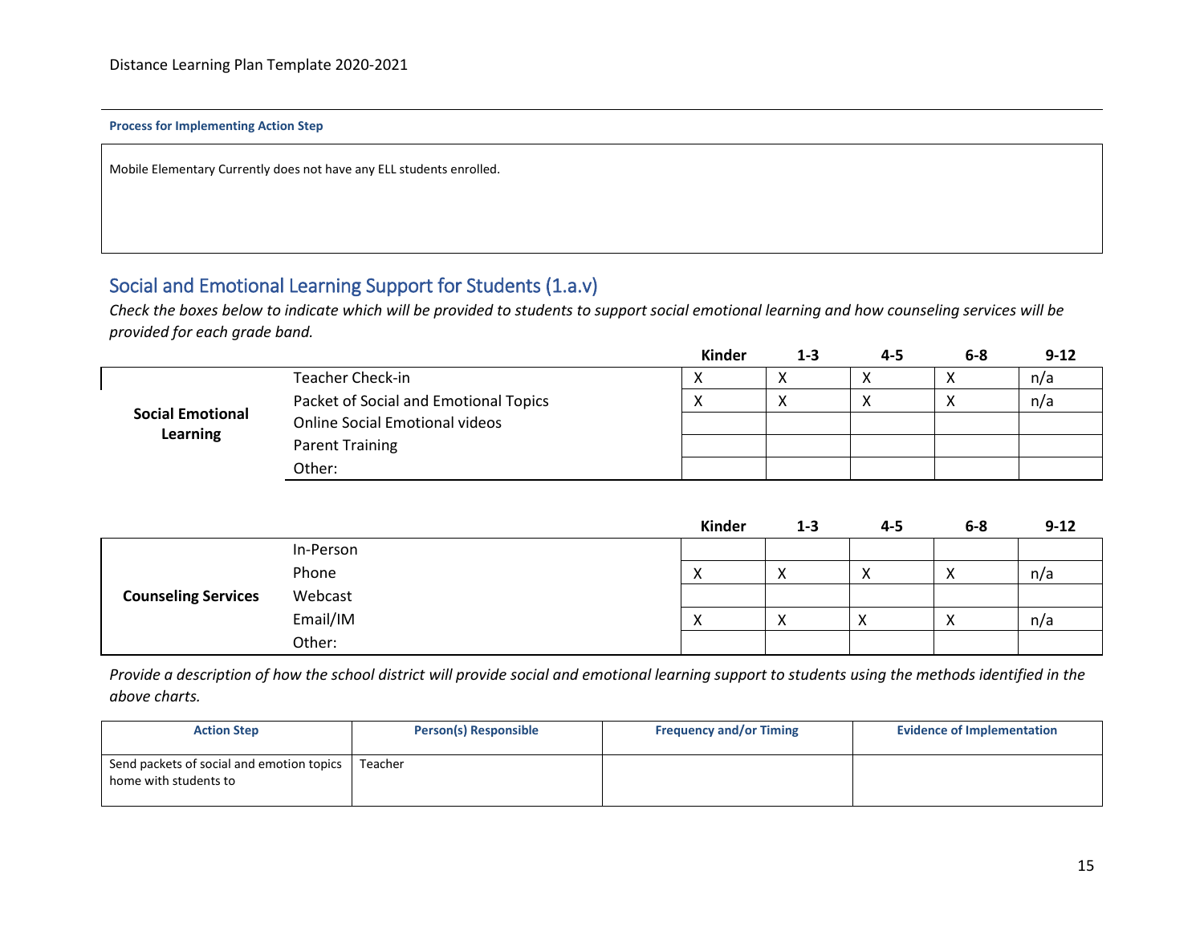**Process for Implementing Action Step**

Mobile Elementary Currently does not have any ELL students enrolled.

## Social and Emotional Learning Support for Students (1.a.v)

*Check the boxes below to indicate which will be provided to students to support social emotional learning and how counseling services will be provided for each grade band.*

| | | Kinder | 1-3 | 4-5 | 6-8 | 9-12 |
|---|---|---|---|---|---|---|
| **Social Emotional Learning** | Teacher Check-in | X | X | X | X | n/a |
| | Packet of Social and Emotional Topics | X | X | X | X | n/a |
| | Online Social Emotional videos | | | | | |
| | Parent Training | | | | | |
| | Other: | | | | | |

| | | Kinder | 1-3 | 4-5 | 6-8 | 9-12 |
|---|---|---|---|---|---|---|
| **Counseling Services** | In-Person | | | | | |
| | Phone | X | X | X | X | n/a |
| | Webcast | | | | | |
| | Email/IM | X | X | X | X | n/a |
| | Other: | | | | | |

*Provide a description of how the school district will provide social and emotional learning support to students using the methods identified in the above charts.*

| Action Step | Person(s) Responsible | Frequency and/or Timing | Evidence of Implementation |
|---|---|---|---|
| Send packets of social and emotion topics home with students to | Teacher | | |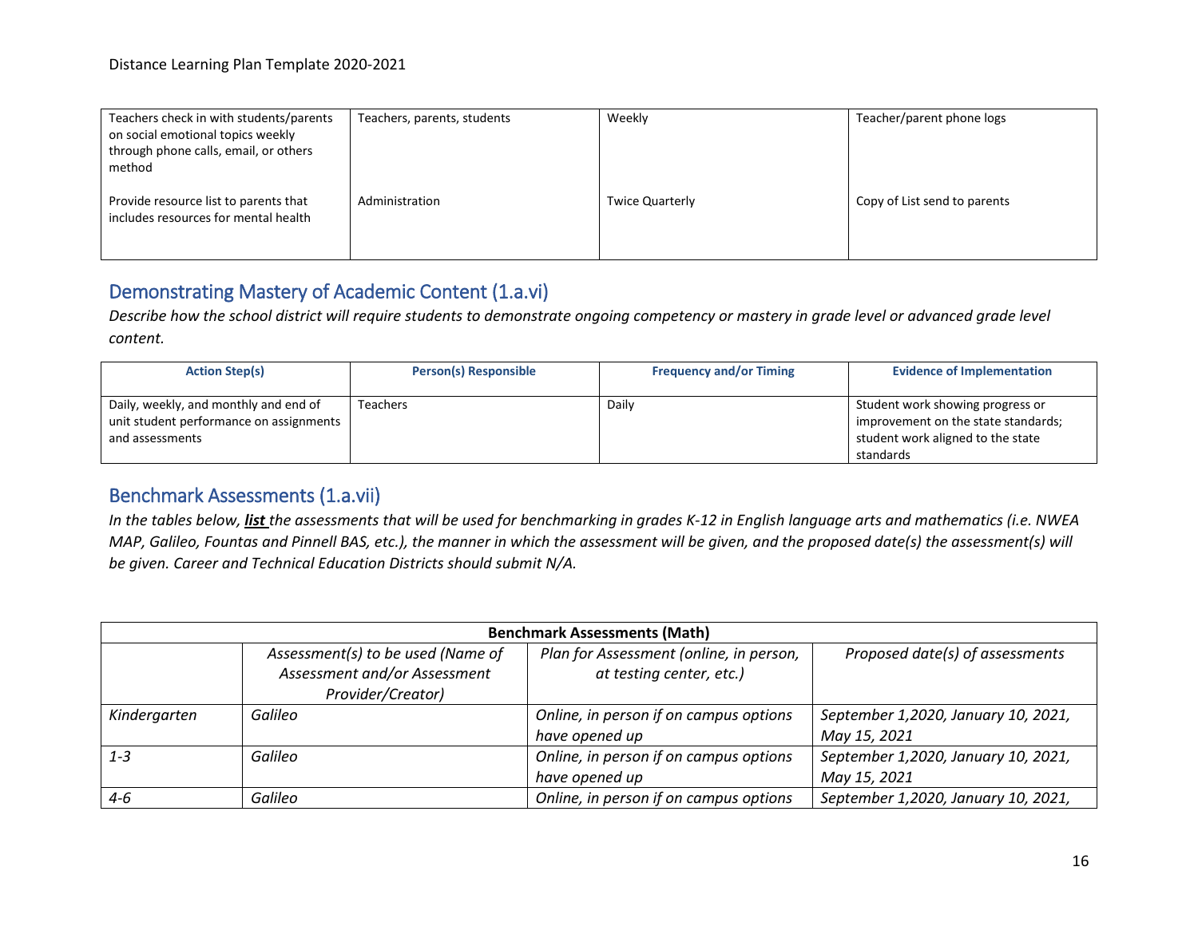| | | | |
|---|---|---|---|
| Teachers check in with students/parents on social emotional topics weekly through phone calls, email, or others method | Teachers, parents, students | Weekly | Teacher/parent phone logs |
| Provide resource list to parents that includes resources for mental health | Administration | Twice Quarterly | Copy of List send to parents |

## Demonstrating Mastery of Academic Content (1.a.vi)

*Describe how the school district will require students to demonstrate ongoing competency or mastery in grade level or advanced grade level content.*

| Action Step(s) | Person(s) Responsible | Frequency and/or Timing | Evidence of Implementation |
|---|---|---|---|
| Daily, weekly, and monthly and end of unit student performance on assignments and assessments | Teachers | Daily | Student work showing progress or improvement on the state standards; student work aligned to the state standards |

## Benchmark Assessments (1.a.vii)

*In the tables below, **list** the assessments that will be used for benchmarking in grades K-12 in English language arts and mathematics (i.e. NWEA MAP, Galileo, Fountas and Pinnell BAS, etc.), the manner in which the assessment will be given, and the proposed date(s) the assessment(s) will be given. Career and Technical Education Districts should submit N/A.*

| **Benchmark Assessments (Math)** | | | |
|---|---|---|---|
| | *Assessment(s) to be used (Name of Assessment and/or Assessment Provider/Creator)* | *Plan for Assessment (online, in person, at testing center, etc.)* | *Proposed date(s) of assessments* |
| *Kindergarten* | *Galileo* | *Online, in person if on campus options have opened up* | *September 1,2020, January 10, 2021, May 15, 2021* |
| *1-3* | *Galileo* | *Online, in person if on campus options have opened up* | *September 1,2020, January 10, 2021, May 15, 2021* |
| *4-6* | *Galileo* | *Online, in person if on campus options* | *September 1,2020, January 10, 2021,* |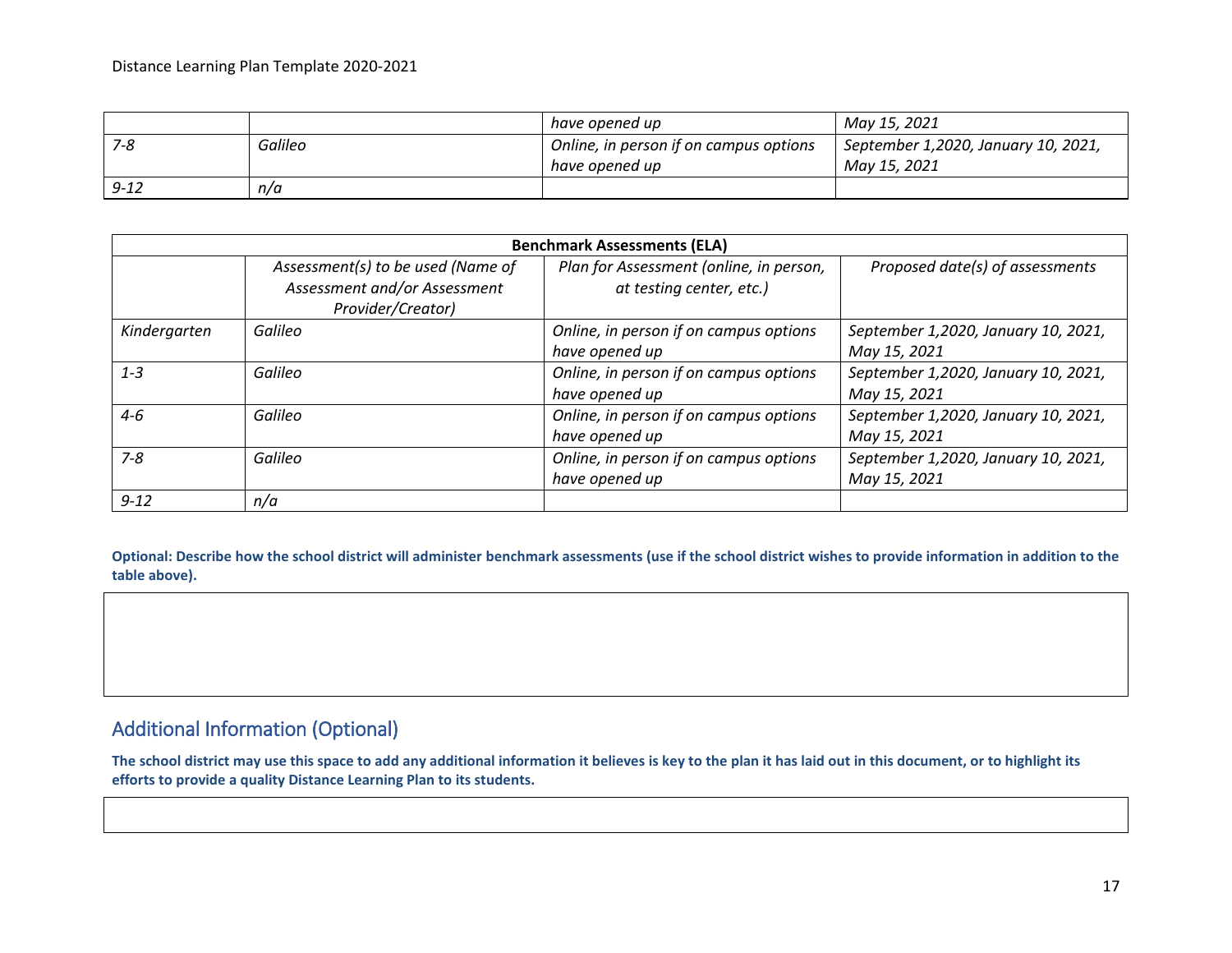| | | | |
|---|---|---|---|
| | | *have opened up* | *May 15, 2021* |
| *7-8* | *Galileo* | *Online, in person if on campus options have opened up* | *September 1,2020, January 10, 2021, May 15, 2021* |
| *9-12* | *n/a* | | |

| **Benchmark Assessments (ELA)** | | | |
|---|---|---|---|
| | *Assessment(s) to be used (Name of Assessment and/or Assessment Provider/Creator)* | *Plan for Assessment (online, in person, at testing center, etc.)* | *Proposed date(s) of assessments* |
| *Kindergarten* | *Galileo* | *Online, in person if on campus options have opened up* | *September 1,2020, January 10, 2021, May 15, 2021* |
| *1-3* | *Galileo* | *Online, in person if on campus options have opened up* | *September 1,2020, January 10, 2021, May 15, 2021* |
| *4-6* | *Galileo* | *Online, in person if on campus options have opened up* | *September 1,2020, January 10, 2021, May 15, 2021* |
| *7-8* | *Galileo* | *Online, in person if on campus options have opened up* | *September 1,2020, January 10, 2021, May 15, 2021* |
| *9-12* | *n/a* | | |

**Optional: Describe how the school district will administer benchmark assessments (use if the school district wishes to provide information in addition to the table above).**

## Additional Information (Optional)

**The school district may use this space to add any additional information it believes is key to the plan it has laid out in this document, or to highlight its efforts to provide a quality Distance Learning Plan to its students.**